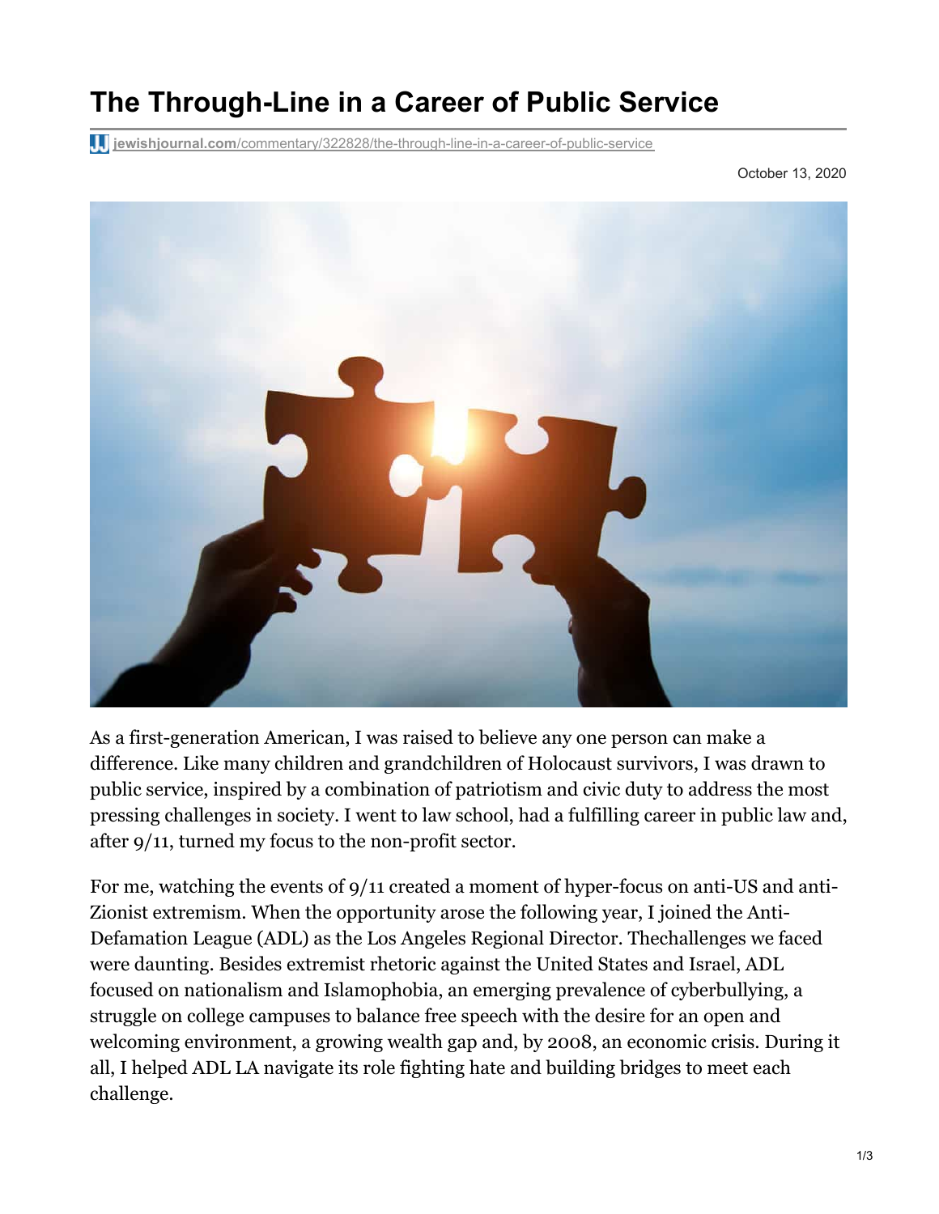# The Through-Line in a Career of Public Service

jewishjournal.com/commentary/322828/the-through-line-in-a-career-of-public-service

October 13, 2020

As a first-generation American, I was raised to believe any one person can make a difference. Like many children and grandchildren of Holocaust survivors, I was drawn to public service, inspired by a combination of patriotism and civic duty to address the most pressing challenges in society. I went to law school, had a fulfilling career in public law and, after 9/11, turned my focus to the non-profit sector.

For me, watching the events of 9/11 created a moment of hyper-focus on anti-US and anti-Zionist extremism. When the opportunity arose the following year, I joined the Anti-Defamation League (ADL) as the Los Angeles Regional Director. Thechallenges we faced were daunting. Besides extremist rhetoric against the United States and Israel, ADL focused on nationalism and Islamophobia, an emerging prevalence of cyberbullying, a struggle on college campuses to balance free speech with the desire for an open and welcoming environment, a growing wealth gap and, by 2008, an economic crisis. During it all, I helped ADL LA navigate its role fighting hate and building bridges to meet each challenge.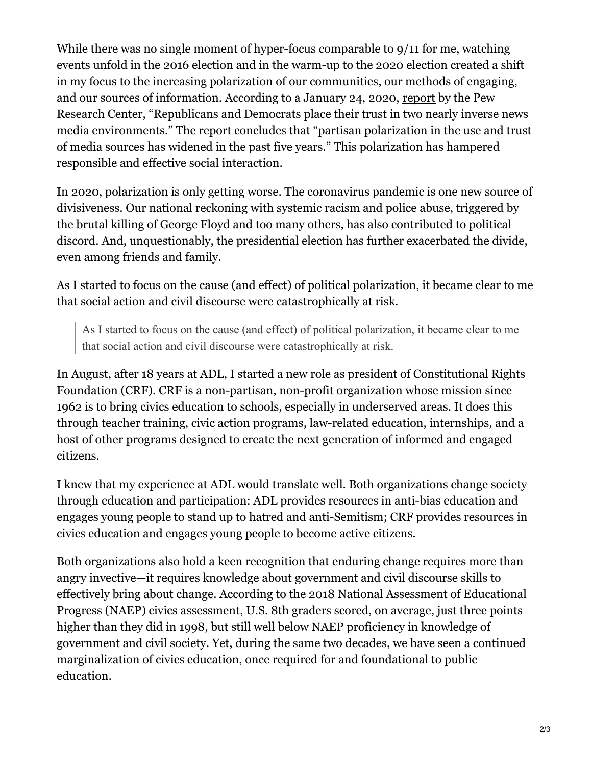While there was no single moment of hyper-focus comparable to 9/11 for me, watching events unfold in the 2016 election and in the warm-up to the 2020 election created a shift in my focus to the increasing polarization of our communities, our methods of engaging, and our sources of information. According to a January 24, 2020, report by the Pew Research Center, "Republicans and Democrats place their trust in two nearly inverse news media environments." The report concludes that "partisan polarization in the use and trust of media sources has widened in the past five years." This polarization has hampered responsible and effective social interaction.

In 2020, polarization is only getting worse. The coronavirus pandemic is one new source of divisiveness. Our national reckoning with systemic racism and police abuse, triggered by the brutal killing of George Floyd and too many others, has also contributed to political discord. And, unquestionably, the presidential election has further exacerbated the divide, even among friends and family.

As I started to focus on the cause (and effect) of political polarization, it became clear to me that social action and civil discourse were catastrophically at risk.

> As I started to focus on the cause (and effect) of political polarization, it became clear to me that social action and civil discourse were catastrophically at risk.

In August, after 18 years at ADL, I started a new role as president of Constitutional Rights Foundation (CRF). CRF is a non-partisan, non-profit organization whose mission since 1962 is to bring civics education to schools, especially in underserved areas. It does this through teacher training, civic action programs, law-related education, internships, and a host of other programs designed to create the next generation of informed and engaged citizens.

I knew that my experience at ADL would translate well. Both organizations change society through education and participation: ADL provides resources in anti-bias education and engages young people to stand up to hatred and anti-Semitism; CRF provides resources in civics education and engages young people to become active citizens.

Both organizations also hold a keen recognition that enduring change requires more than angry invective—it requires knowledge about government and civil discourse skills to effectively bring about change. According to the 2018 National Assessment of Educational Progress (NAEP) civics assessment, U.S. 8th graders scored, on average, just three points higher than they did in 1998, but still well below NAEP proficiency in knowledge of government and civil society. Yet, during the same two decades, we have seen a continued marginalization of civics education, once required for and foundational to public education.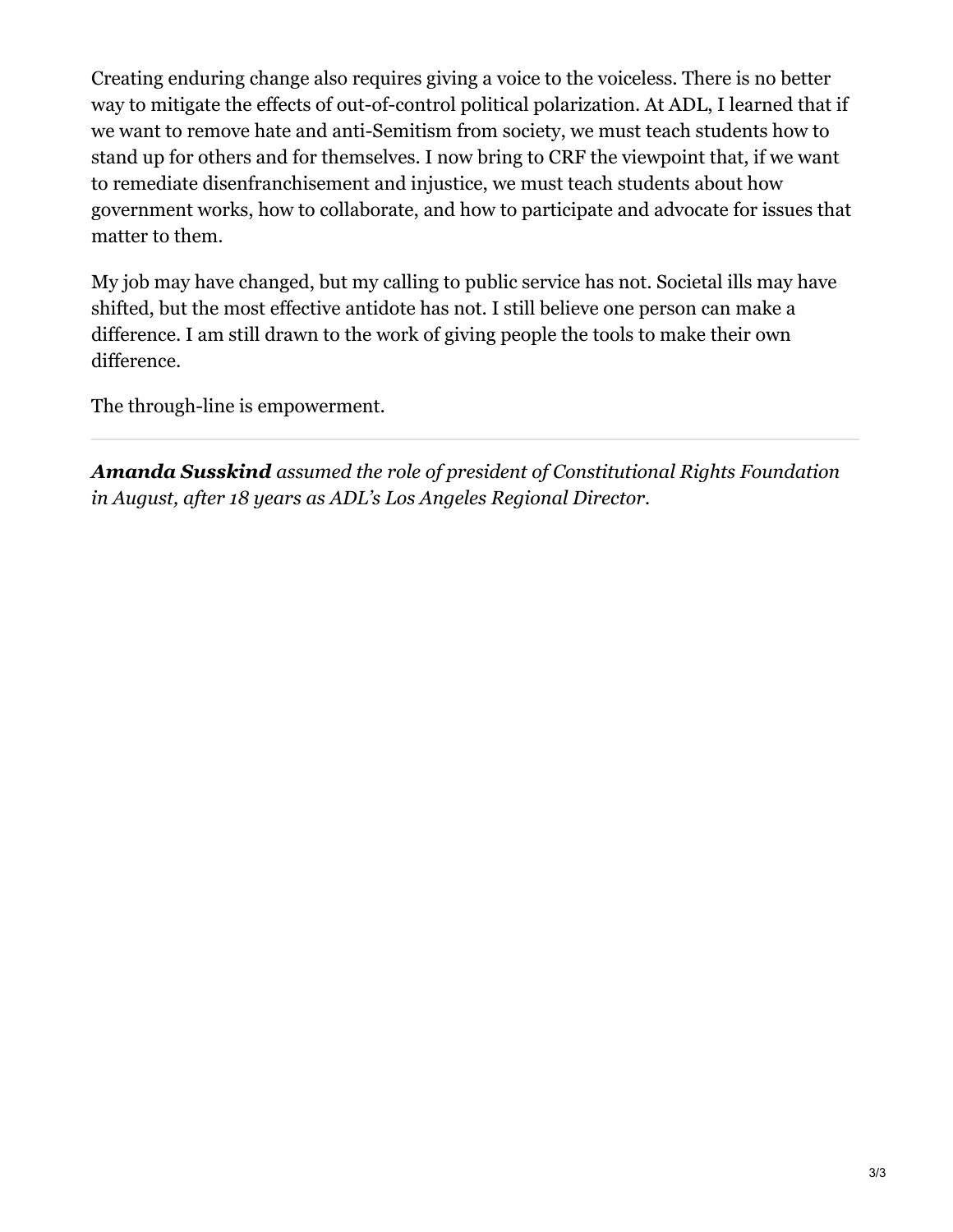Creating enduring change also requires giving a voice to the voiceless. There is no better way to mitigate the effects of out-of-control political polarization. At ADL, I learned that if we want to remove hate and anti-Semitism from society, we must teach students how to stand up for others and for themselves. I now bring to CRF the viewpoint that, if we want to remediate disenfranchisement and injustice, we must teach students about how government works, how to collaborate, and how to participate and advocate for issues that matter to them.

My job may have changed, but my calling to public service has not. Societal ills may have shifted, but the most effective antidote has not. I still believe one person can make a difference. I am still drawn to the work of giving people the tools to make their own difference.

The through-line is empowerment.

---

***Amanda Susskind*** *assumed the role of president of Constitutional Rights Foundation in August, after 18 years as ADL's Los Angeles Regional Director.*